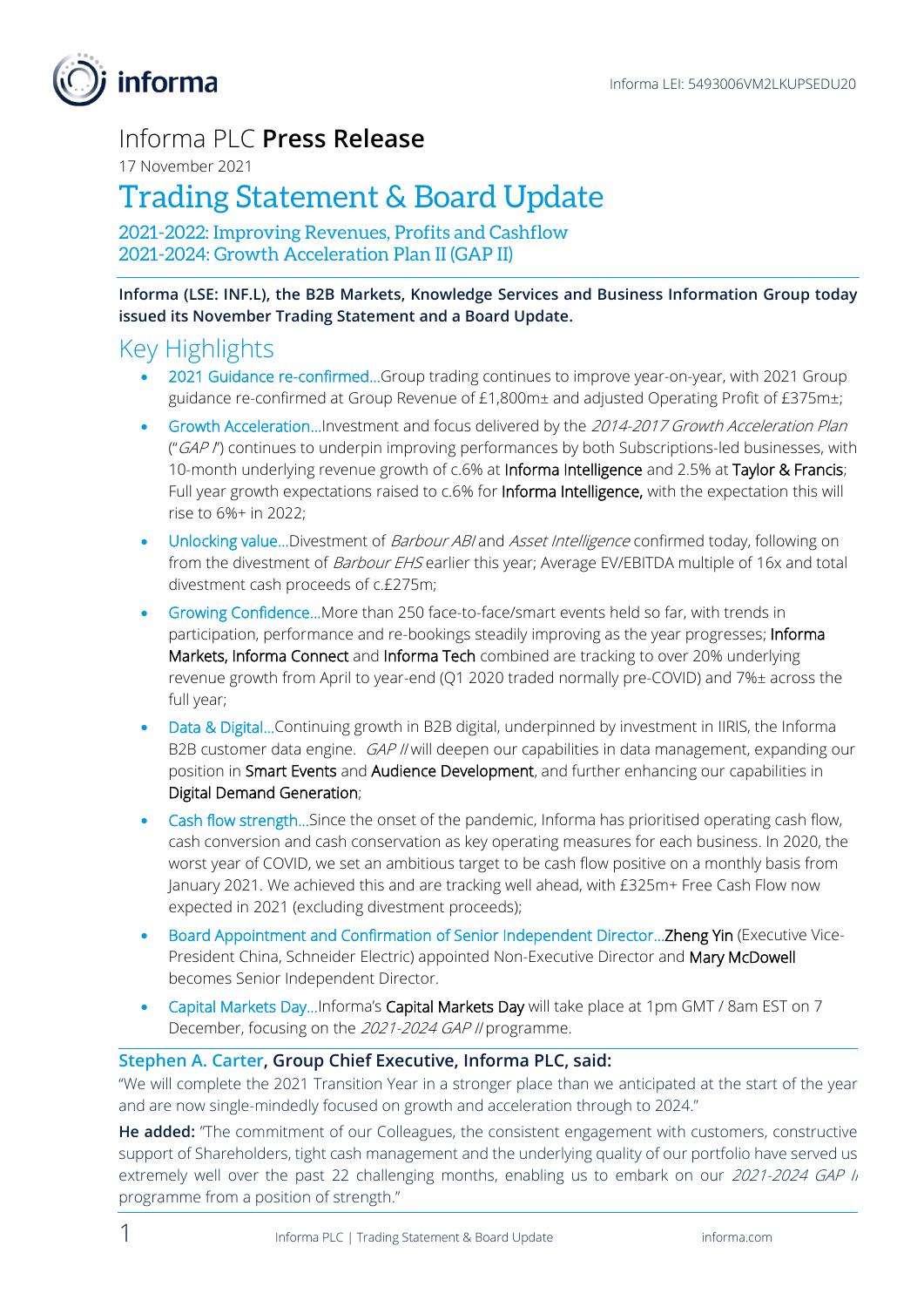Informa LEI: 5493006VM2LKUPSEDU20

# Informa PLC **Press Release**

17 November 2021

# Trading Statement & Board Update

## 2021-2022: Improving Revenues, Profits and Cashflow
## 2021-2024: Growth Acceleration Plan II (GAP II)

**Informa (LSE: INF.L), the B2B Markets, Knowledge Services and Business Information Group today issued its November Trading Statement and a Board Update.**

## Key Highlights

- 2021 Guidance re-confirmed…Group trading continues to improve year-on-year, with 2021 Group guidance re-confirmed at Group Revenue of £1,800m± and adjusted Operating Profit of £375m±;
- Growth Acceleration…Investment and focus delivered by the *2014-2017 Growth Acceleration Plan* ("*GAP I*") continues to underpin improving performances by both Subscriptions-led businesses, with 10-month underlying revenue growth of c.6% at Informa Intelligence and 2.5% at Taylor & Francis; Full year growth expectations raised to c.6% for Informa Intelligence, with the expectation this will rise to 6%+ in 2022;
- Unlocking value…Divestment of *Barbour ABI* and *Asset Intelligence* confirmed today, following on from the divestment of *Barbour EHS* earlier this year; Average EV/EBITDA multiple of 16x and total divestment cash proceeds of c.£275m;
- Growing Confidence…More than 250 face-to-face/smart events held so far, with trends in participation, performance and re-bookings steadily improving as the year progresses; Informa Markets, Informa Connect and Informa Tech combined are tracking to over 20% underlying revenue growth from April to year-end (Q1 2020 traded normally pre-COVID) and 7%± across the full year;
- Data & Digital…Continuing growth in B2B digital, underpinned by investment in IIRIS, the Informa B2B customer data engine. *GAP II* will deepen our capabilities in data management, expanding our position in Smart Events and Audience Development, and further enhancing our capabilities in Digital Demand Generation;
- Cash flow strength…Since the onset of the pandemic, Informa has prioritised operating cash flow, cash conversion and cash conservation as key operating measures for each business. In 2020, the worst year of COVID, we set an ambitious target to be cash flow positive on a monthly basis from January 2021. We achieved this and are tracking well ahead, with £325m+ Free Cash Flow now expected in 2021 (excluding divestment proceeds);
- Board Appointment and Confirmation of Senior Independent Director…Zheng Yin (Executive Vice-President China, Schneider Electric) appointed Non-Executive Director and Mary McDowell becomes Senior Independent Director.
- Capital Markets Day…Informa's Capital Markets Day will take place at 1pm GMT / 8am EST on 7 December, focusing on the *2021-2024 GAP II* programme.

**Stephen A. Carter, Group Chief Executive, Informa PLC, said:**

"We will complete the 2021 Transition Year in a stronger place than we anticipated at the start of the year and are now single-mindedly focused on growth and acceleration through to 2024."

**He added:** "The commitment of our Colleagues, the consistent engagement with customers, constructive support of Shareholders, tight cash management and the underlying quality of our portfolio have served us extremely well over the past 22 challenging months, enabling us to embark on our *2021-2024 GAP II* programme from a position of strength."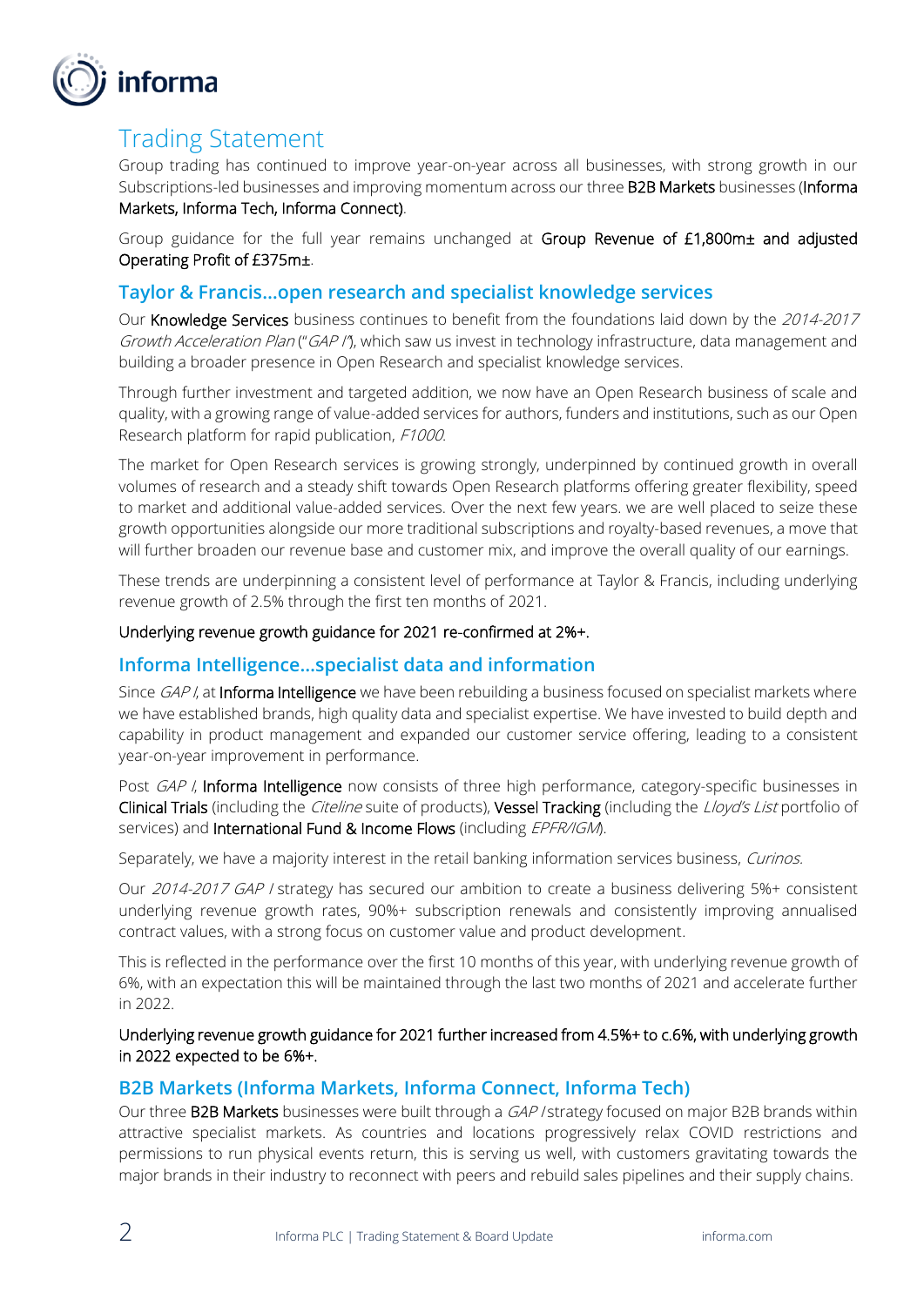## Trading Statement

Group trading has continued to improve year-on-year across all businesses, with strong growth in our Subscriptions-led businesses and improving momentum across our three **B2B Markets** businesses (**Informa Markets, Informa Tech, Informa Connect**).

Group guidance for the full year remains unchanged at **Group Revenue of £1,800m± and adjusted Operating Profit of £375m±**.

### Taylor & Francis…open research and specialist knowledge services

Our **Knowledge Services** business continues to benefit from the foundations laid down by the *2014-2017 Growth Acceleration Plan* ("*GAP I*"), which saw us invest in technology infrastructure, data management and building a broader presence in Open Research and specialist knowledge services.

Through further investment and targeted addition, we now have an Open Research business of scale and quality, with a growing range of value-added services for authors, funders and institutions, such as our Open Research platform for rapid publication, *F1000*.

The market for Open Research services is growing strongly, underpinned by continued growth in overall volumes of research and a steady shift towards Open Research platforms offering greater flexibility, speed to market and additional value-added services. Over the next few years. we are well placed to seize these growth opportunities alongside our more traditional subscriptions and royalty-based revenues, a move that will further broaden our revenue base and customer mix, and improve the overall quality of our earnings.

These trends are underpinning a consistent level of performance at Taylor & Francis, including underlying revenue growth of 2.5% through the first ten months of 2021.

**Underlying revenue growth guidance for 2021 re-confirmed at 2%+.**

### Informa Intelligence…specialist data and information

Since *GAP I*, at **Informa Intelligence** we have been rebuilding a business focused on specialist markets where we have established brands, high quality data and specialist expertise. We have invested to build depth and capability in product management and expanded our customer service offering, leading to a consistent year-on-year improvement in performance.

Post *GAP I*, **Informa Intelligence** now consists of three high performance, category-specific businesses in **Clinical Trials** (including the *Citeline* suite of products), **Vessel Tracking** (including the *Lloyd's List* portfolio of services) and **International Fund & Income Flows** (including *EPFR/IGM*).

Separately, we have a majority interest in the retail banking information services business, *Curinos.*

Our *2014-2017 GAP I* strategy has secured our ambition to create a business delivering 5%+ consistent underlying revenue growth rates, 90%+ subscription renewals and consistently improving annualised contract values, with a strong focus on customer value and product development.

This is reflected in the performance over the first 10 months of this year, with underlying revenue growth of 6%, with an expectation this will be maintained through the last two months of 2021 and accelerate further in 2022.

**Underlying revenue growth guidance for 2021 further increased from 4.5%+ to c.6%, with underlying growth in 2022 expected to be 6%+.**

### B2B Markets (Informa Markets, Informa Connect, Informa Tech)

Our three **B2B Markets** businesses were built through a *GAP I* strategy focused on major B2B brands within attractive specialist markets. As countries and locations progressively relax COVID restrictions and permissions to run physical events return, this is serving us well, with customers gravitating towards the major brands in their industry to reconnect with peers and rebuild sales pipelines and their supply chains.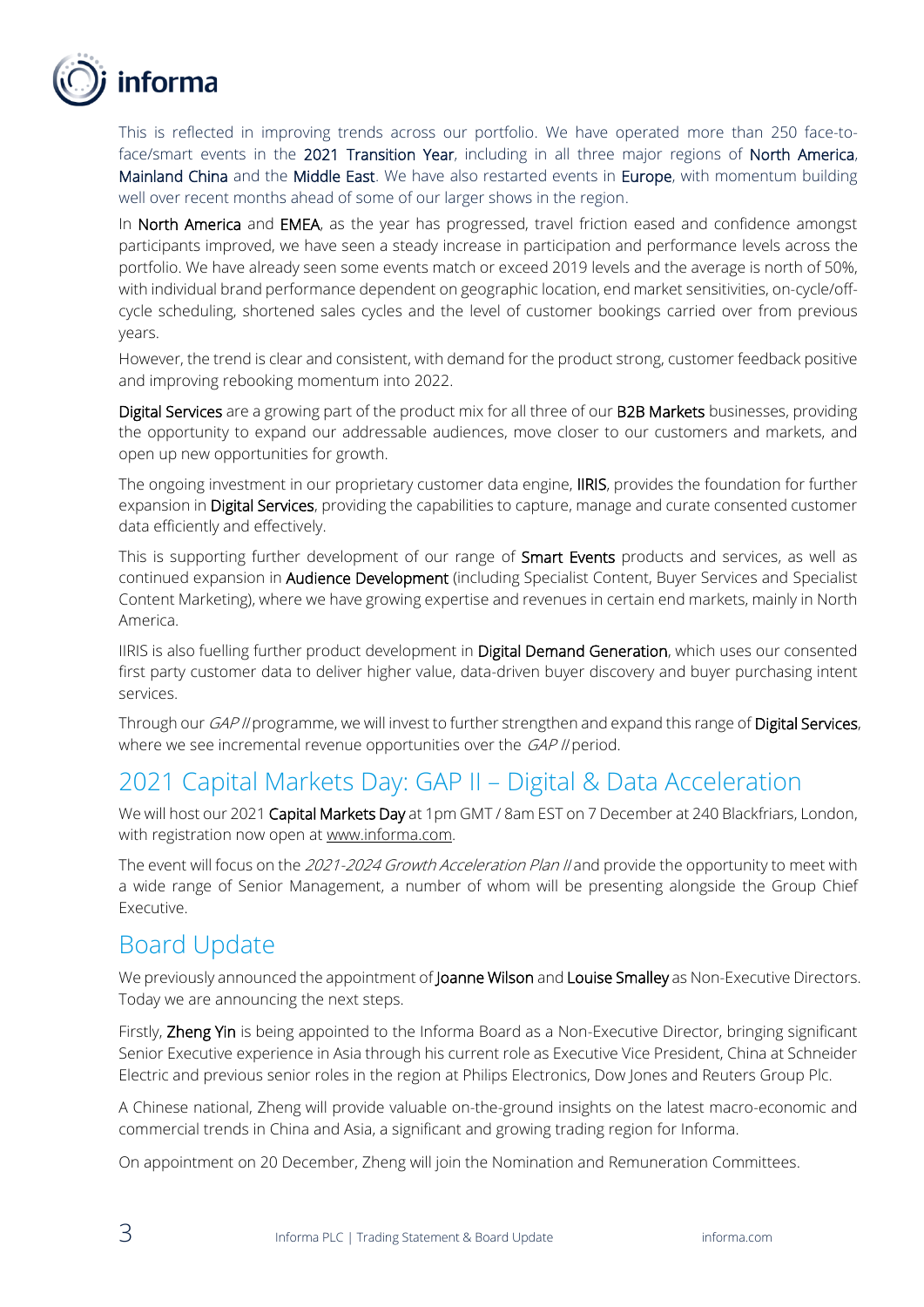This is reflected in improving trends across our portfolio. We have operated more than 250 face-to-face/smart events in the 2021 Transition Year, including in all three major regions of North America, Mainland China and the Middle East. We have also restarted events in Europe, with momentum building well over recent months ahead of some of our larger shows in the region.

In North America and EMEA, as the year has progressed, travel friction eased and confidence amongst participants improved, we have seen a steady increase in participation and performance levels across the portfolio. We have already seen some events match or exceed 2019 levels and the average is north of 50%, with individual brand performance dependent on geographic location, end market sensitivities, on-cycle/off-cycle scheduling, shortened sales cycles and the level of customer bookings carried over from previous years.

However, the trend is clear and consistent, with demand for the product strong, customer feedback positive and improving rebooking momentum into 2022.

Digital Services are a growing part of the product mix for all three of our B2B Markets businesses, providing the opportunity to expand our addressable audiences, move closer to our customers and markets, and open up new opportunities for growth.

The ongoing investment in our proprietary customer data engine, IIRIS, provides the foundation for further expansion in Digital Services, providing the capabilities to capture, manage and curate consented customer data efficiently and effectively.

This is supporting further development of our range of Smart Events products and services, as well as continued expansion in Audience Development (including Specialist Content, Buyer Services and Specialist Content Marketing), where we have growing expertise and revenues in certain end markets, mainly in North America.

IIRIS is also fuelling further product development in Digital Demand Generation, which uses our consented first party customer data to deliver higher value, data-driven buyer discovery and buyer purchasing intent services.

Through our *GAP II* programme, we will invest to further strengthen and expand this range of Digital Services, where we see incremental revenue opportunities over the *GAP II* period.

## 2021 Capital Markets Day: GAP II – Digital & Data Acceleration

We will host our 2021 Capital Markets Day at 1pm GMT / 8am EST on 7 December at 240 Blackfriars, London, with registration now open at www.informa.com.

The event will focus on the *2021-2024 Growth Acceleration Plan II* and provide the opportunity to meet with a wide range of Senior Management, a number of whom will be presenting alongside the Group Chief Executive.

## Board Update

We previously announced the appointment of Joanne Wilson and Louise Smalley as Non-Executive Directors. Today we are announcing the next steps.

Firstly, Zheng Yin is being appointed to the Informa Board as a Non-Executive Director, bringing significant Senior Executive experience in Asia through his current role as Executive Vice President, China at Schneider Electric and previous senior roles in the region at Philips Electronics, Dow Jones and Reuters Group Plc.

A Chinese national, Zheng will provide valuable on-the-ground insights on the latest macro-economic and commercial trends in China and Asia, a significant and growing trading region for Informa.

On appointment on 20 December, Zheng will join the Nomination and Remuneration Committees.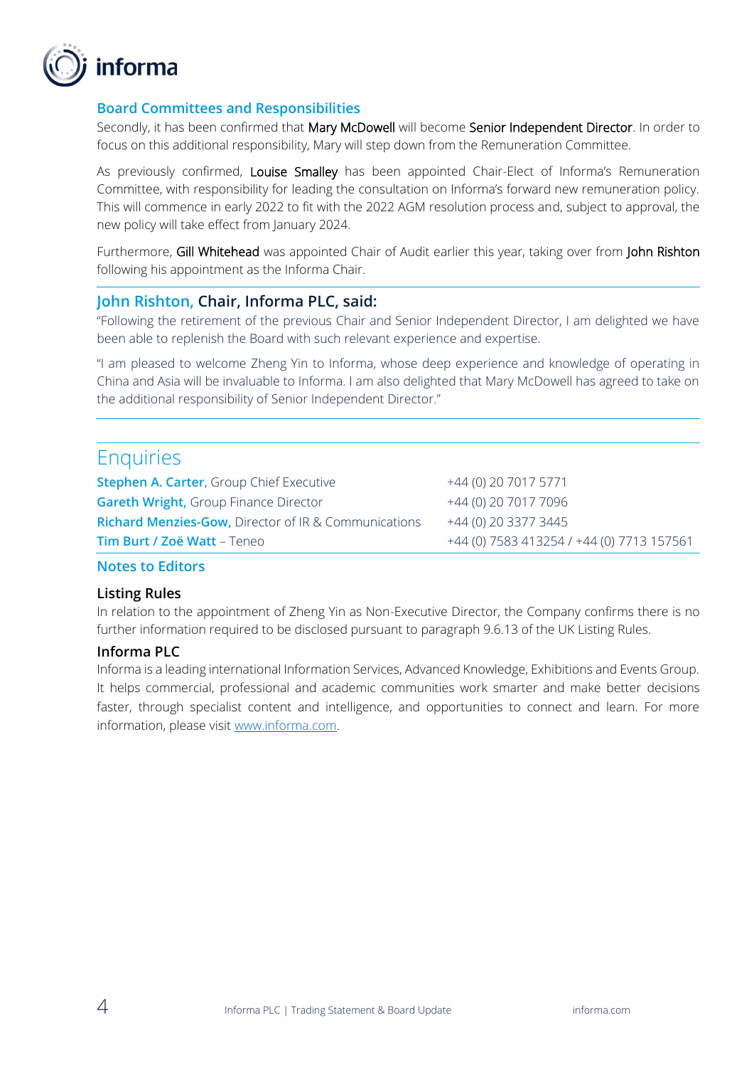## Board Committees and Responsibilities

Secondly, it has been confirmed that Mary McDowell will become Senior Independent Director. In order to focus on this additional responsibility, Mary will step down from the Remuneration Committee.

As previously confirmed, Louise Smalley has been appointed Chair-Elect of Informa's Remuneration Committee, with responsibility for leading the consultation on Informa's forward new remuneration policy. This will commence in early 2022 to fit with the 2022 AGM resolution process and, subject to approval, the new policy will take effect from January 2024.

Furthermore, Gill Whitehead was appointed Chair of Audit earlier this year, taking over from John Rishton following his appointment as the Informa Chair.

## John Rishton, Chair, Informa PLC, said:

"Following the retirement of the previous Chair and Senior Independent Director, I am delighted we have been able to replenish the Board with such relevant experience and expertise.

"I am pleased to welcome Zheng Yin to Informa, whose deep experience and knowledge of operating in China and Asia will be invaluable to Informa. I am also delighted that Mary McDowell has agreed to take on the additional responsibility of Senior Independent Director."

## Enquiries

| | |
|---|---|
| **Stephen A. Carter**, Group Chief Executive | +44 (0) 20 7017 5771 |
| **Gareth Wright,** Group Finance Director | +44 (0) 20 7017 7096 |
| **Richard Menzies-Gow,** Director of IR & Communications | +44 (0) 20 3377 3445 |
| **Tim Burt / Zoë Watt** – Teneo | +44 (0) 7583 413254 / +44 (0) 7713 157561 |

## Notes to Editors

### Listing Rules

In relation to the appointment of Zheng Yin as Non-Executive Director, the Company confirms there is no further information required to be disclosed pursuant to paragraph 9.6.13 of the UK Listing Rules.

### Informa PLC

Informa is a leading international Information Services, Advanced Knowledge, Exhibitions and Events Group. It helps commercial, professional and academic communities work smarter and make better decisions faster, through specialist content and intelligence, and opportunities to connect and learn. For more information, please visit www.informa.com.